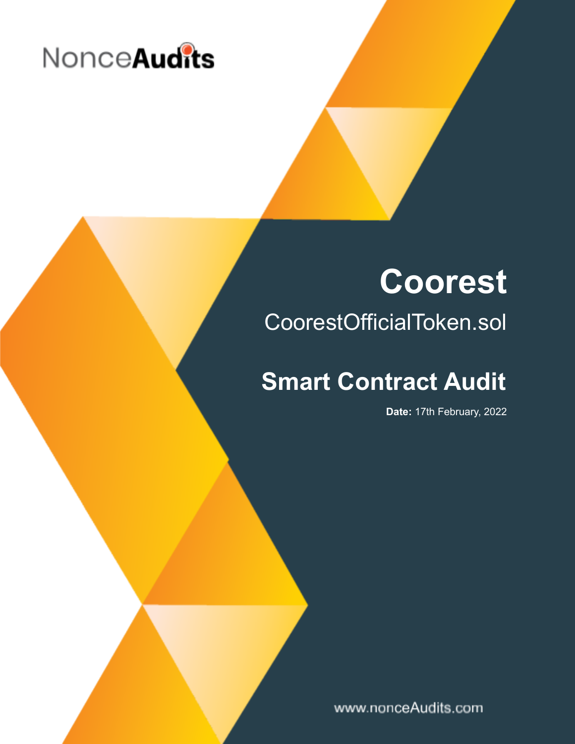NonceAudits

# Coorest

## CoorestOfficialToken.sol

# Smart Contract Audit

**Date:** 17th February, 2022

www.nonceAudits.com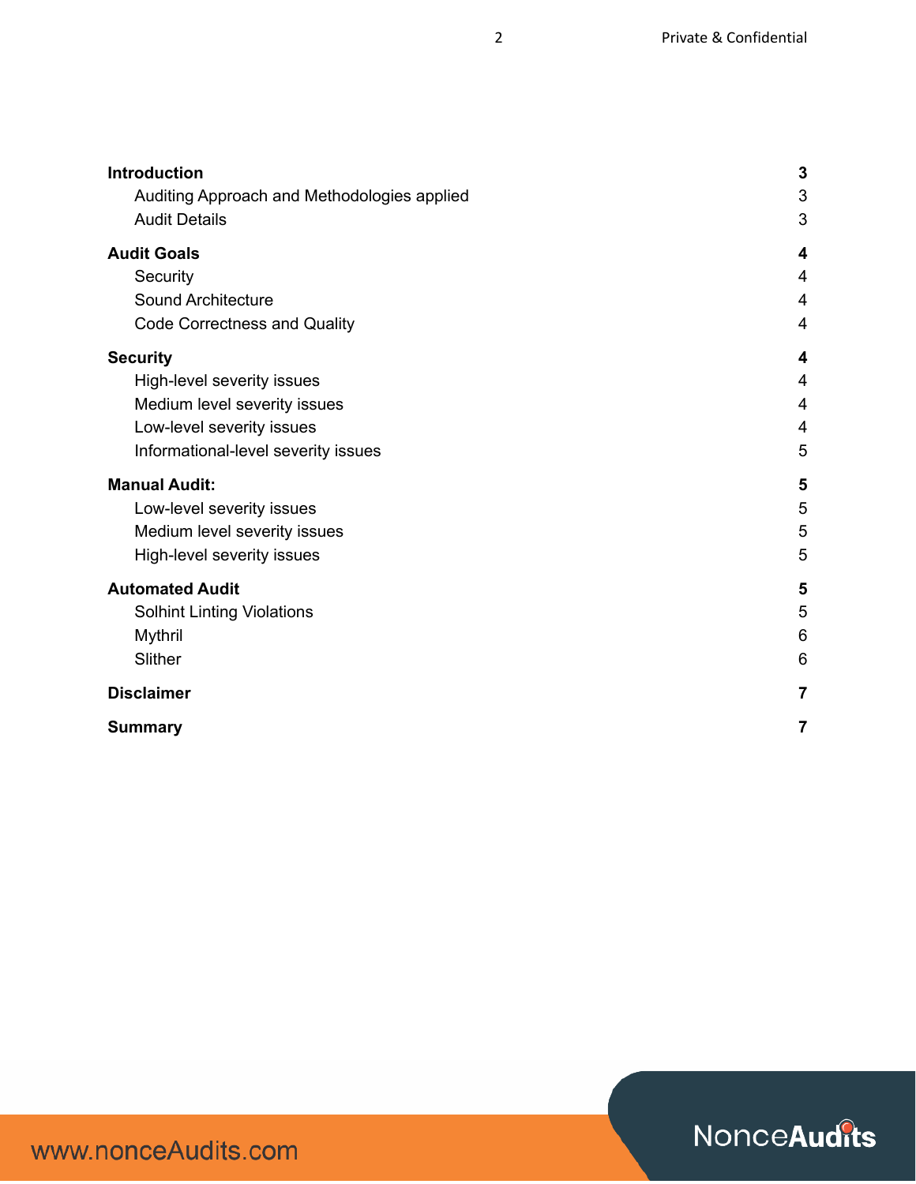| | |
|---|---|
| **Introduction** | **3** |
| Auditing Approach and Methodologies applied | 3 |
| Audit Details | 3 |
| **Audit Goals** | **4** |
| Security | 4 |
| Sound Architecture | 4 |
| Code Correctness and Quality | 4 |
| **Security** | **4** |
| High-level severity issues | 4 |
| Medium level severity issues | 4 |
| Low-level severity issues | 4 |
| Informational-level severity issues | 5 |
| **Manual Audit:** | **5** |
| Low-level severity issues | 5 |
| Medium level severity issues | 5 |
| High-level severity issues | 5 |
| **Automated Audit** | **5** |
| Solhint Linting Violations | 5 |
| Mythril | 6 |
| Slither | 6 |
| **Disclaimer** | **7** |
| **Summary** | **7** |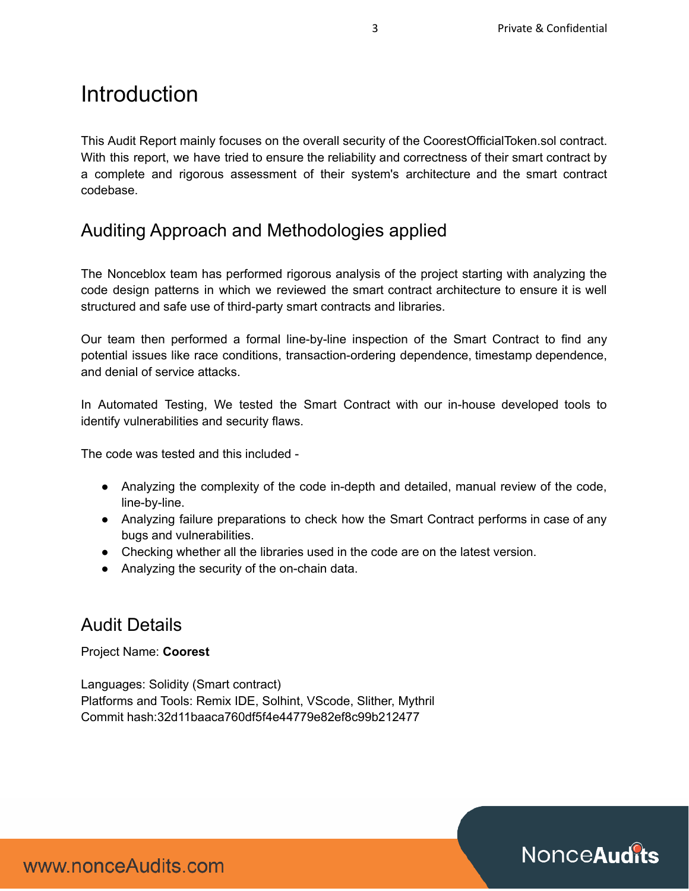# Introduction

This Audit Report mainly focuses on the overall security of the CoorestOfficialToken.sol contract. With this report, we have tried to ensure the reliability and correctness of their smart contract by a complete and rigorous assessment of their system's architecture and the smart contract codebase.

## Auditing Approach and Methodologies applied

The Nonceblox team has performed rigorous analysis of the project starting with analyzing the code design patterns in which we reviewed the smart contract architecture to ensure it is well structured and safe use of third-party smart contracts and libraries.

Our team then performed a formal line-by-line inspection of the Smart Contract to find any potential issues like race conditions, transaction-ordering dependence, timestamp dependence, and denial of service attacks.

In Automated Testing, We tested the Smart Contract with our in-house developed tools to identify vulnerabilities and security flaws.

The code was tested and this included -

- Analyzing the complexity of the code in-depth and detailed, manual review of the code, line-by-line.
- Analyzing failure preparations to check how the Smart Contract performs in case of any bugs and vulnerabilities.
- Checking whether all the libraries used in the code are on the latest version.
- Analyzing the security of the on-chain data.

## Audit Details

Project Name: **Coorest**

Languages: Solidity (Smart contract)
Platforms and Tools: Remix IDE, Solhint, VScode, Slither, Mythril
Commit hash:32d11baaca760df5f4e44779e82ef8c99b212477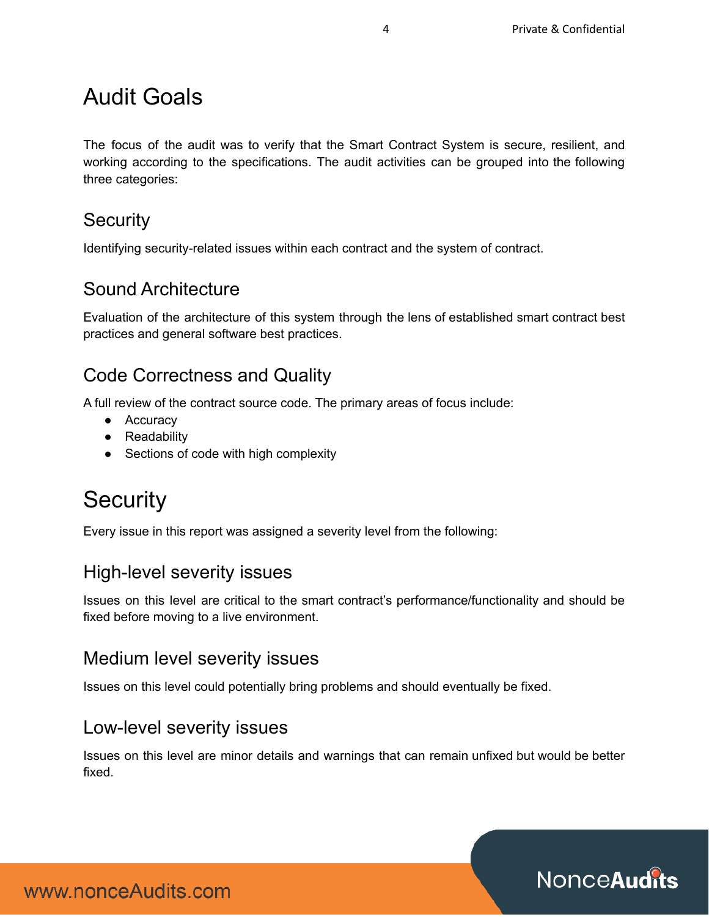# Audit Goals

The focus of the audit was to verify that the Smart Contract System is secure, resilient, and working according to the specifications. The audit activities can be grouped into the following three categories:

## Security

Identifying security-related issues within each contract and the system of contract.

## Sound Architecture

Evaluation of the architecture of this system through the lens of established smart contract best practices and general software best practices.

## Code Correctness and Quality

A full review of the contract source code. The primary areas of focus include:

- Accuracy
- Readability
- Sections of code with high complexity

# Security

Every issue in this report was assigned a severity level from the following:

## High-level severity issues

Issues on this level are critical to the smart contract's performance/functionality and should be fixed before moving to a live environment.

## Medium level severity issues

Issues on this level could potentially bring problems and should eventually be fixed.

## Low-level severity issues

Issues on this level are minor details and warnings that can remain unfixed but would be better fixed.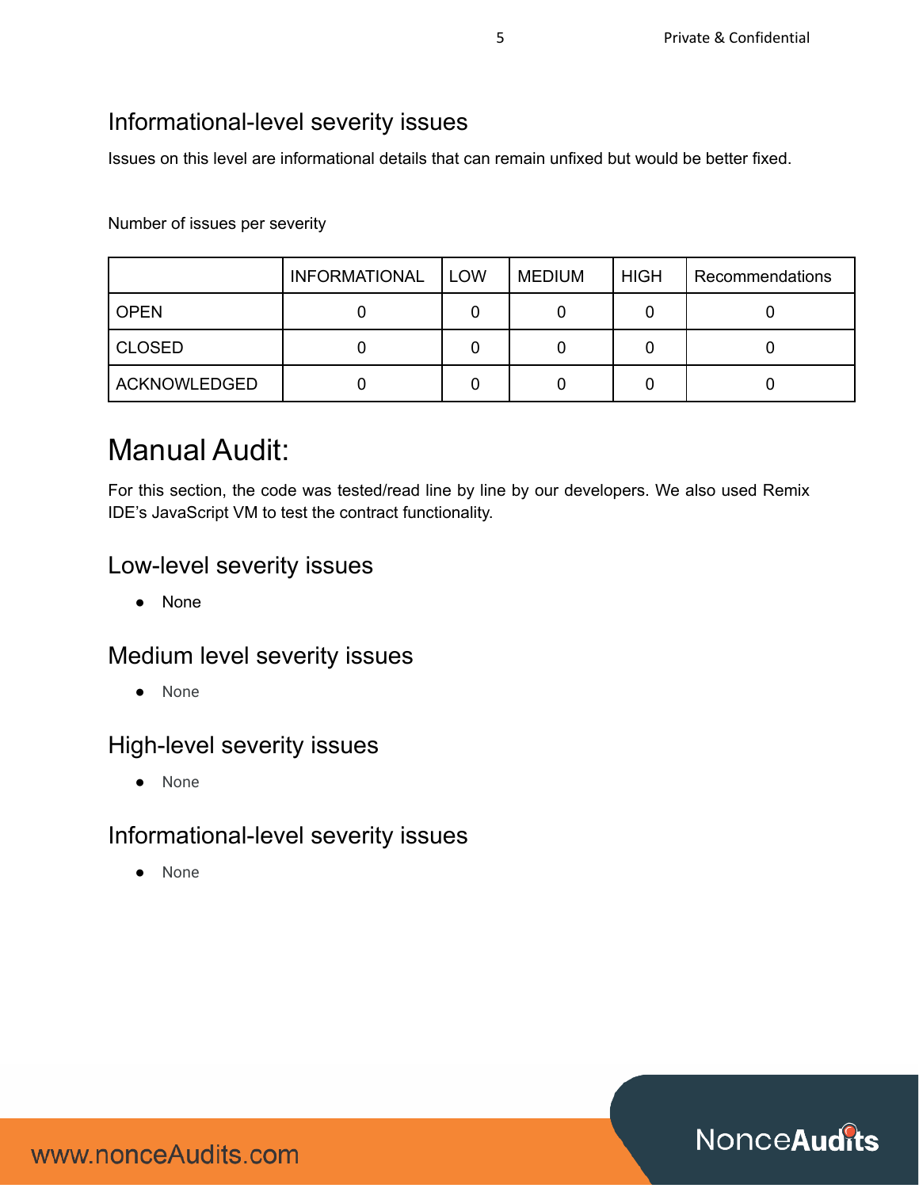## Informational-level severity issues

Issues on this level are informational details that can remain unfixed but would be better fixed.

Number of issues per severity

| | INFORMATIONAL | LOW | MEDIUM | HIGH | Recommendations |
|---|---|---|---|---|---|
| OPEN | 0 | 0 | 0 | 0 | 0 |
| CLOSED | 0 | 0 | 0 | 0 | 0 |
| ACKNOWLEDGED | 0 | 0 | 0 | 0 | 0 |

# Manual Audit:

For this section, the code was tested/read line by line by our developers. We also used Remix IDE's JavaScript VM to test the contract functionality.

## Low-level severity issues

- None

## Medium level severity issues

- None

## High-level severity issues

- None

## Informational-level severity issues

- None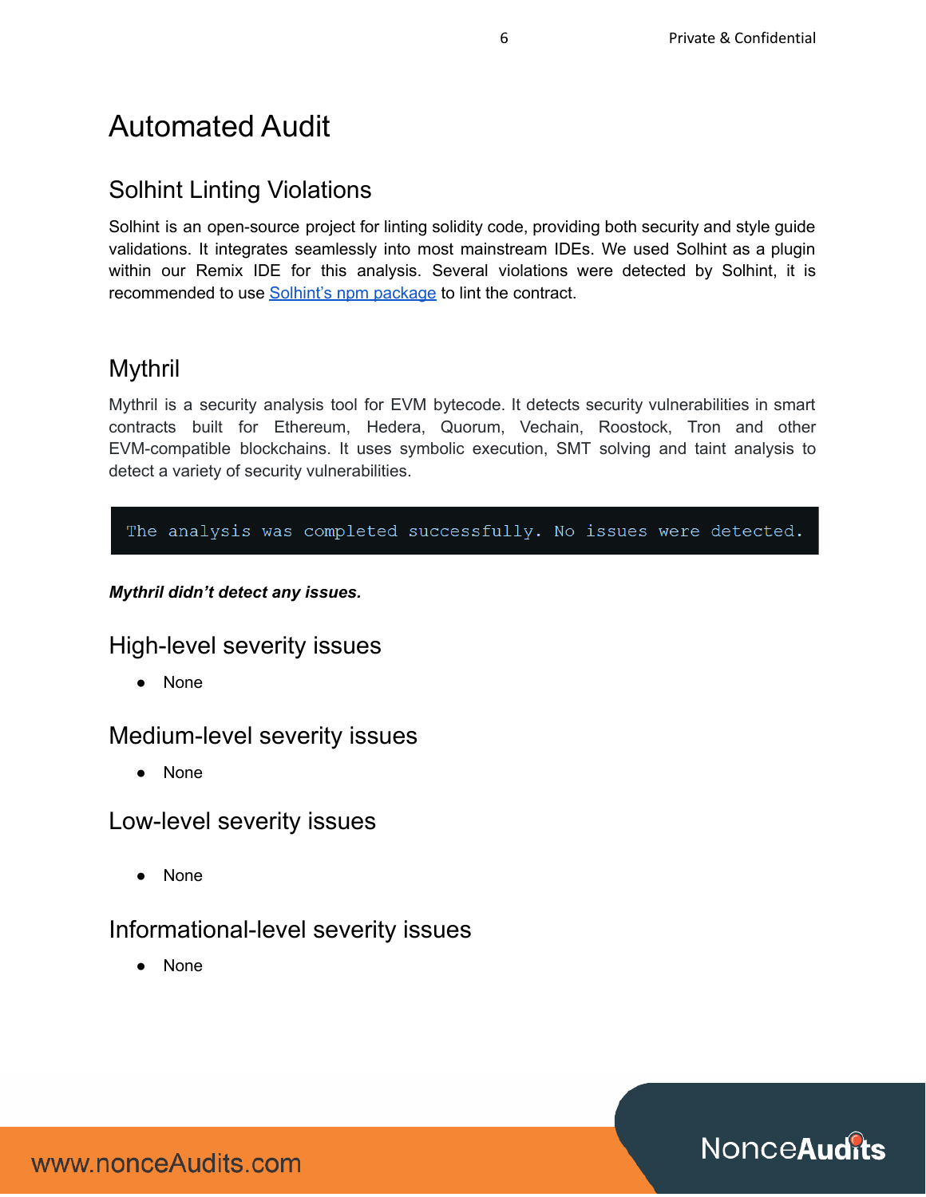# Automated Audit

## Solhint Linting Violations

Solhint is an open-source project for linting solidity code, providing both security and style guide validations. It integrates seamlessly into most mainstream IDEs. We used Solhint as a plugin within our Remix IDE for this analysis. Several violations were detected by Solhint, it is recommended to use [Solhint's npm package]() to lint the contract.

## Mythril

Mythril is a security analysis tool for EVM bytecode. It detects security vulnerabilities in smart contracts built for Ethereum, Hedera, Quorum, Vechain, Roostock, Tron and other EVM-compatible blockchains. It uses symbolic execution, SMT solving and taint analysis to detect a variety of security vulnerabilities.

```
The analysis was completed successfully. No issues were detected.
```

***Mythril didn't detect any issues.***

## High-level severity issues

- None

## Medium-level severity issues

- None

## Low-level severity issues

- None

## Informational-level severity issues

- None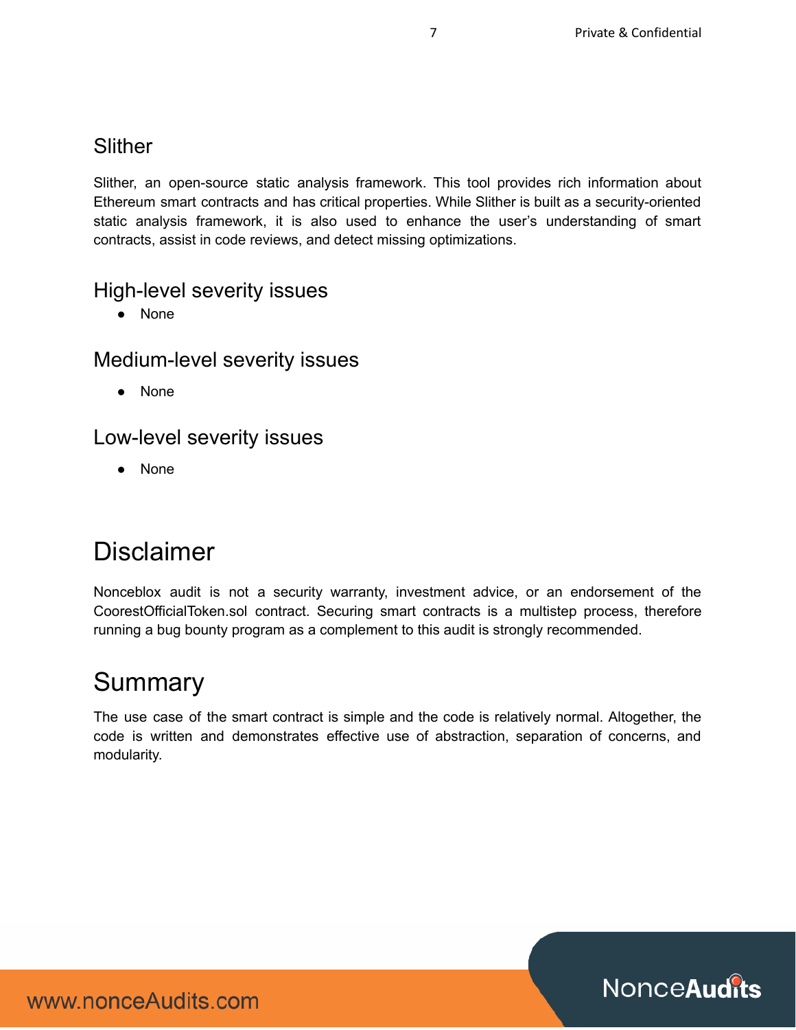## Slither

Slither, an open-source static analysis framework. This tool provides rich information about Ethereum smart contracts and has critical properties. While Slither is built as a security-oriented static analysis framework, it is also used to enhance the user's understanding of smart contracts, assist in code reviews, and detect missing optimizations.

### High-level severity issues

- None

### Medium-level severity issues

- None

### Low-level severity issues

- None

# Disclaimer

Nonceblox audit is not a security warranty, investment advice, or an endorsement of the CoorestOfficialToken.sol contract. Securing smart contracts is a multistep process, therefore running a bug bounty program as a complement to this audit is strongly recommended.

# Summary

The use case of the smart contract is simple and the code is relatively normal. Altogether, the code is written and demonstrates effective use of abstraction, separation of concerns, and modularity.